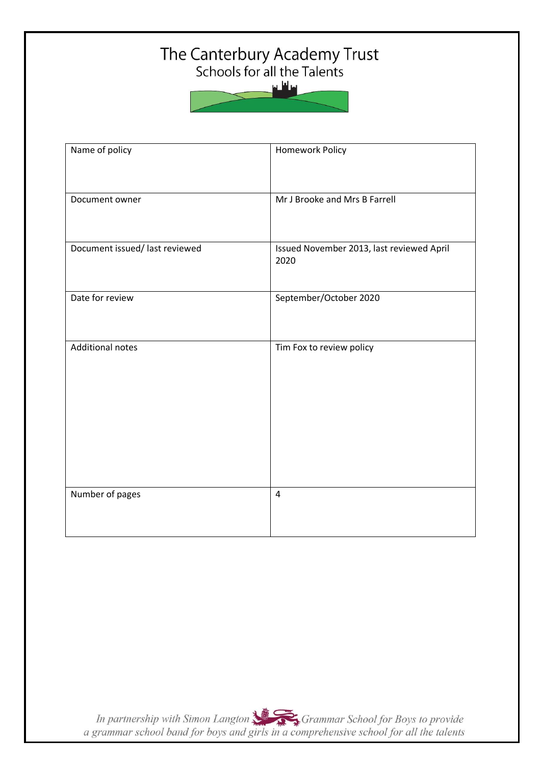# The Canterbury Academy Trust

## Schools for all the Talents

| Name of policy | Homework Policy |
|---|---|
| Document owner | Mr J Brooke and Mrs B Farrell |
| Document issued/ last reviewed | Issued November 2013, last reviewed April 2020 |
| Date for review | September/October 2020 |
| Additional notes | Tim Fox to review policy |
| Number of pages | 4 |

*In partnership with Simon Langton Grammar School for Boys to provide a grammar school band for boys and girls in a comprehensive school for all the talents*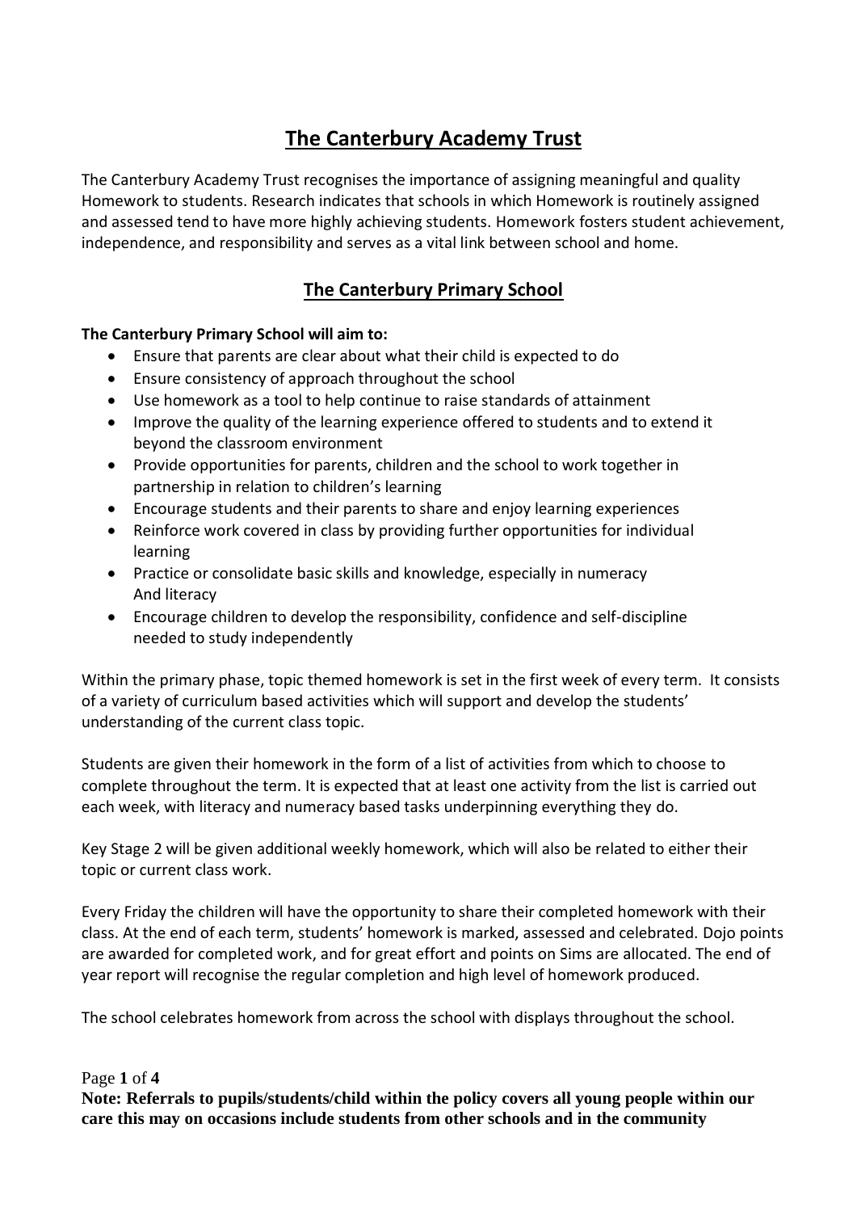# The Canterbury Academy Trust

The Canterbury Academy Trust recognises the importance of assigning meaningful and quality Homework to students. Research indicates that schools in which Homework is routinely assigned and assessed tend to have more highly achieving students. Homework fosters student achievement, independence, and responsibility and serves as a vital link between school and home.

## The Canterbury Primary School

**The Canterbury Primary School will aim to:**

- Ensure that parents are clear about what their child is expected to do
- Ensure consistency of approach throughout the school
- Use homework as a tool to help continue to raise standards of attainment
- Improve the quality of the learning experience offered to students and to extend it beyond the classroom environment
- Provide opportunities for parents, children and the school to work together in partnership in relation to children's learning
- Encourage students and their parents to share and enjoy learning experiences
- Reinforce work covered in class by providing further opportunities for individual learning
- Practice or consolidate basic skills and knowledge, especially in numeracy And literacy
- Encourage children to develop the responsibility, confidence and self-discipline needed to study independently

Within the primary phase, topic themed homework is set in the first week of every term. It consists of a variety of curriculum based activities which will support and develop the students' understanding of the current class topic.

Students are given their homework in the form of a list of activities from which to choose to complete throughout the term. It is expected that at least one activity from the list is carried out each week, with literacy and numeracy based tasks underpinning everything they do.

Key Stage 2 will be given additional weekly homework, which will also be related to either their topic or current class work.

Every Friday the children will have the opportunity to share their completed homework with their class. At the end of each term, students' homework is marked, assessed and celebrated. Dojo points are awarded for completed work, and for great effort and points on Sims are allocated. The end of year report will recognise the regular completion and high level of homework produced.

The school celebrates homework from across the school with displays throughout the school.

**Note: Referrals to pupils/students/child within the policy covers all young people within our care this may on occasions include students from other schools and in the community**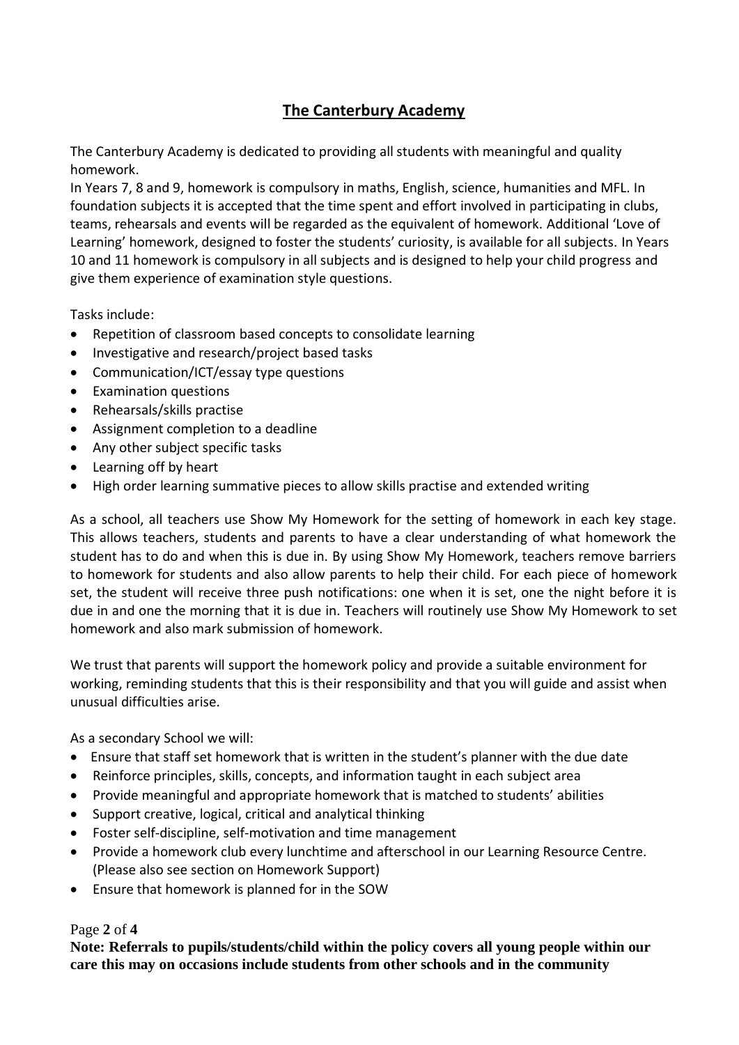## The Canterbury Academy

The Canterbury Academy is dedicated to providing all students with meaningful and quality homework.

In Years 7, 8 and 9, homework is compulsory in maths, English, science, humanities and MFL. In foundation subjects it is accepted that the time spent and effort involved in participating in clubs, teams, rehearsals and events will be regarded as the equivalent of homework. Additional 'Love of Learning' homework, designed to foster the students' curiosity, is available for all subjects. In Years 10 and 11 homework is compulsory in all subjects and is designed to help your child progress and give them experience of examination style questions.

Tasks include:

- Repetition of classroom based concepts to consolidate learning
- Investigative and research/project based tasks
- Communication/ICT/essay type questions
- Examination questions
- Rehearsals/skills practise
- Assignment completion to a deadline
- Any other subject specific tasks
- Learning off by heart
- High order learning summative pieces to allow skills practise and extended writing

As a school, all teachers use Show My Homework for the setting of homework in each key stage. This allows teachers, students and parents to have a clear understanding of what homework the student has to do and when this is due in. By using Show My Homework, teachers remove barriers to homework for students and also allow parents to help their child. For each piece of homework set, the student will receive three push notifications: one when it is set, one the night before it is due in and one the morning that it is due in. Teachers will routinely use Show My Homework to set homework and also mark submission of homework.

We trust that parents will support the homework policy and provide a suitable environment for working, reminding students that this is their responsibility and that you will guide and assist when unusual difficulties arise.

As a secondary School we will:

- Ensure that staff set homework that is written in the student's planner with the due date
- Reinforce principles, skills, concepts, and information taught in each subject area
- Provide meaningful and appropriate homework that is matched to students' abilities
- Support creative, logical, critical and analytical thinking
- Foster self-discipline, self-motivation and time management
- Provide a homework club every lunchtime and afterschool in our Learning Resource Centre. (Please also see section on Homework Support)
- Ensure that homework is planned for in the SOW

**Note: Referrals to pupils/students/child within the policy covers all young people within our care this may on occasions include students from other schools and in the community**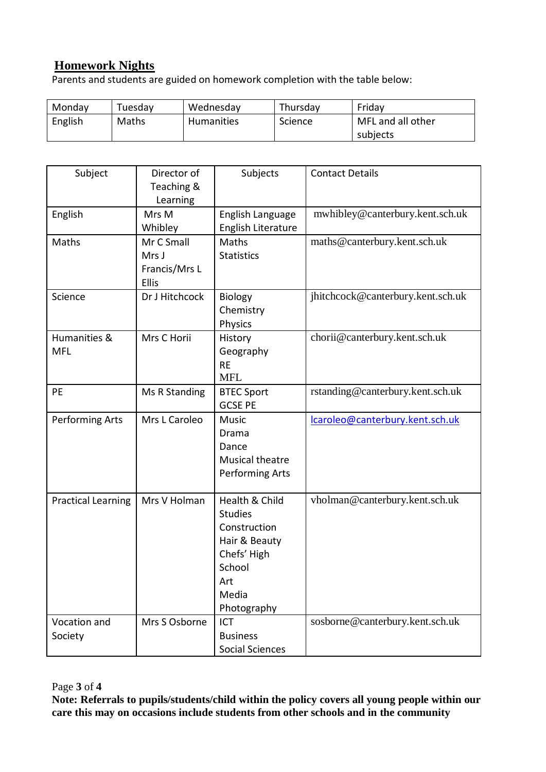## **Homework Nights**

Parents and students are guided on homework completion with the table below:

| Monday | Tuesday | Wednesday | Thursday | Friday |
|---|---|---|---|---|
| English | Maths | Humanities | Science | MFL and all other subjects |

| Subject | Director of Teaching & Learning | Subjects | Contact Details |
|---|---|---|---|
| English | Mrs M Whibley | English Language<br>English Literature | mwhibley@canterbury.kent.sch.uk |
| Maths | Mr C Small<br>Mrs J Francis/Mrs L Ellis | Maths<br>Statistics | maths@canterbury.kent.sch.uk |
| Science | Dr J Hitchcock | Biology<br>Chemistry<br>Physics | jhitchcock@canterbury.kent.sch.uk |
| Humanities & MFL | Mrs C Horii | History<br>Geography<br>RE<br>MFL | chorii@canterbury.kent.sch.uk |
| PE | Ms R Standing | BTEC Sport<br>GCSE PE | rstanding@canterbury.kent.sch.uk |
| Performing Arts | Mrs L Caroleo | Music<br>Drama<br>Dance<br>Musical theatre<br>Performing Arts | lcaroleo@canterbury.kent.sch.uk |
| Practical Learning | Mrs V Holman | Health & Child Studies<br>Construction<br>Hair & Beauty<br>Chefs' High School<br>Art<br>Media<br>Photography | vholman@canterbury.kent.sch.uk |
| Vocation and Society | Mrs S Osborne | ICT<br>Business<br>Social Sciences | sosborne@canterbury.kent.sch.uk |

**Note: Referrals to pupils/students/child within the policy covers all young people within our care this may on occasions include students from other schools and in the community**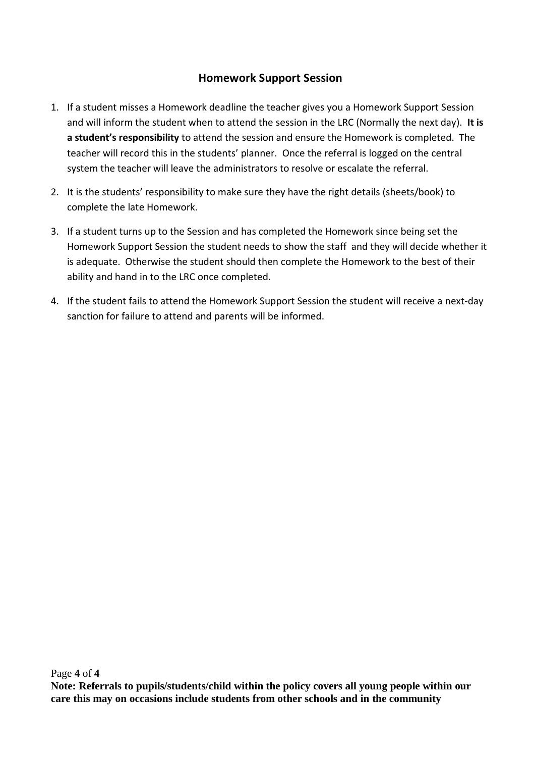## Homework Support Session

1. If a student misses a Homework deadline the teacher gives you a Homework Support Session and will inform the student when to attend the session in the LRC (Normally the next day). **It is a student's responsibility** to attend the session and ensure the Homework is completed. The teacher will record this in the students' planner. Once the referral is logged on the central system the teacher will leave the administrators to resolve or escalate the referral.
2. It is the students' responsibility to make sure they have the right details (sheets/book) to complete the late Homework.
3. If a student turns up to the Session and has completed the Homework since being set the Homework Support Session the student needs to show the staff and they will decide whether it is adequate. Otherwise the student should then complete the Homework to the best of their ability and hand in to the LRC once completed.
4. If the student fails to attend the Homework Support Session the student will receive a next-day sanction for failure to attend and parents will be informed.

**Note: Referrals to pupils/students/child within the policy covers all young people within our care this may on occasions include students from other schools and in the community**